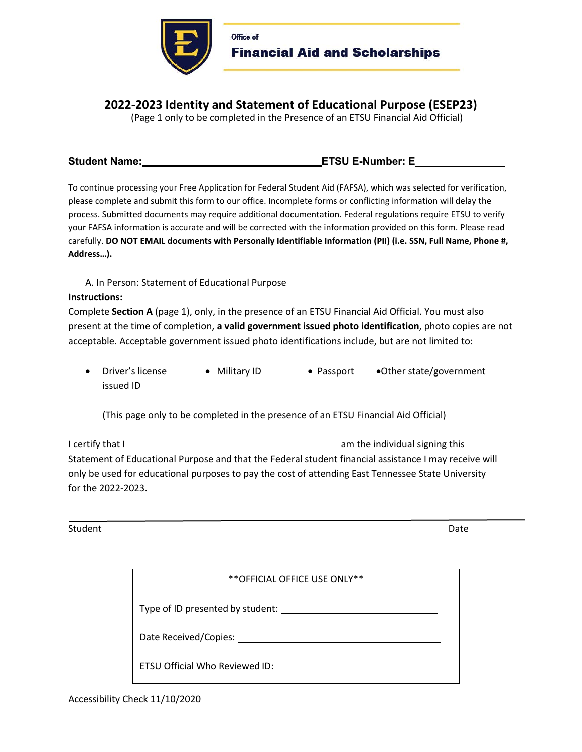Office of
**Financial Aid and Scholarships**

# 2022-2023 Identity and Statement of Educational Purpose (ESEP23)

(Page 1 only to be completed in the Presence of an ETSU Financial Aid Official)

**Student Name:**\_\_\_\_\_\_\_\_\_\_\_\_\_\_\_\_\_\_\_\_\_\_\_\_\_\_\_\_\_\_ **ETSU E-Number: E**\_\_\_\_\_\_\_\_\_\_\_\_\_\_

To continue processing your Free Application for Federal Student Aid (FAFSA), which was selected for verification, please complete and submit this form to our office. Incomplete forms or conflicting information will delay the process. Submitted documents may require additional documentation. Federal regulations require ETSU to verify your FAFSA information is accurate and will be corrected with the information provided on this form. Please read carefully. **DO NOT EMAIL documents with Personally Identifiable Information (PII) (i.e. SSN, Full Name, Phone #, Address…).**

A. In Person: Statement of Educational Purpose

**Instructions:**

Complete **Section A** (page 1), only, in the presence of an ETSU Financial Aid Official. You must also present at the time of completion, **a valid government issued photo identification**, photo copies are not acceptable. Acceptable government issued photo identifications include, but are not limited to:

- Driver's license
- Military ID
- Passport
- Other state/government issued ID

(This page only to be completed in the presence of an ETSU Financial Aid Official)

I certify that I \_\_\_\_\_\_\_\_\_\_\_\_\_\_\_\_\_\_\_\_\_\_\_\_\_\_\_\_\_\_\_\_\_\_\_\_ am the individual signing this Statement of Educational Purpose and that the Federal student financial assistance I may receive will only be used for educational purposes to pay the cost of attending East Tennessee State University for the 2022-2023.

\_\_\_\_\_\_\_\_\_\_\_\_\_\_\_\_\_\_\_\_\_\_\_\_\_\_\_\_\_\_\_\_\_\_\_\_\_\_\_\_\_\_\_\_\_\_\_\_\_\_\_\_\_\_\_\_\_\_\_\_\_\_\_\_\_\_\_\_\_\_

Student Date

| \*\*OFFICIAL OFFICE USE ONLY\*\* |
| --- |
| Type of ID presented by student: \_\_\_\_\_\_\_\_\_\_\_\_\_\_\_\_\_\_\_\_\_\_\_\_\_ |
| Date Received/Copies: \_\_\_\_\_\_\_\_\_\_\_\_\_\_\_\_\_\_\_\_\_\_\_\_\_\_\_\_\_\_\_ |
| ETSU Official Who Reviewed ID: \_\_\_\_\_\_\_\_\_\_\_\_\_\_\_\_\_\_\_\_\_\_\_\_\_\_\_ |

Accessibility Check 11/10/2020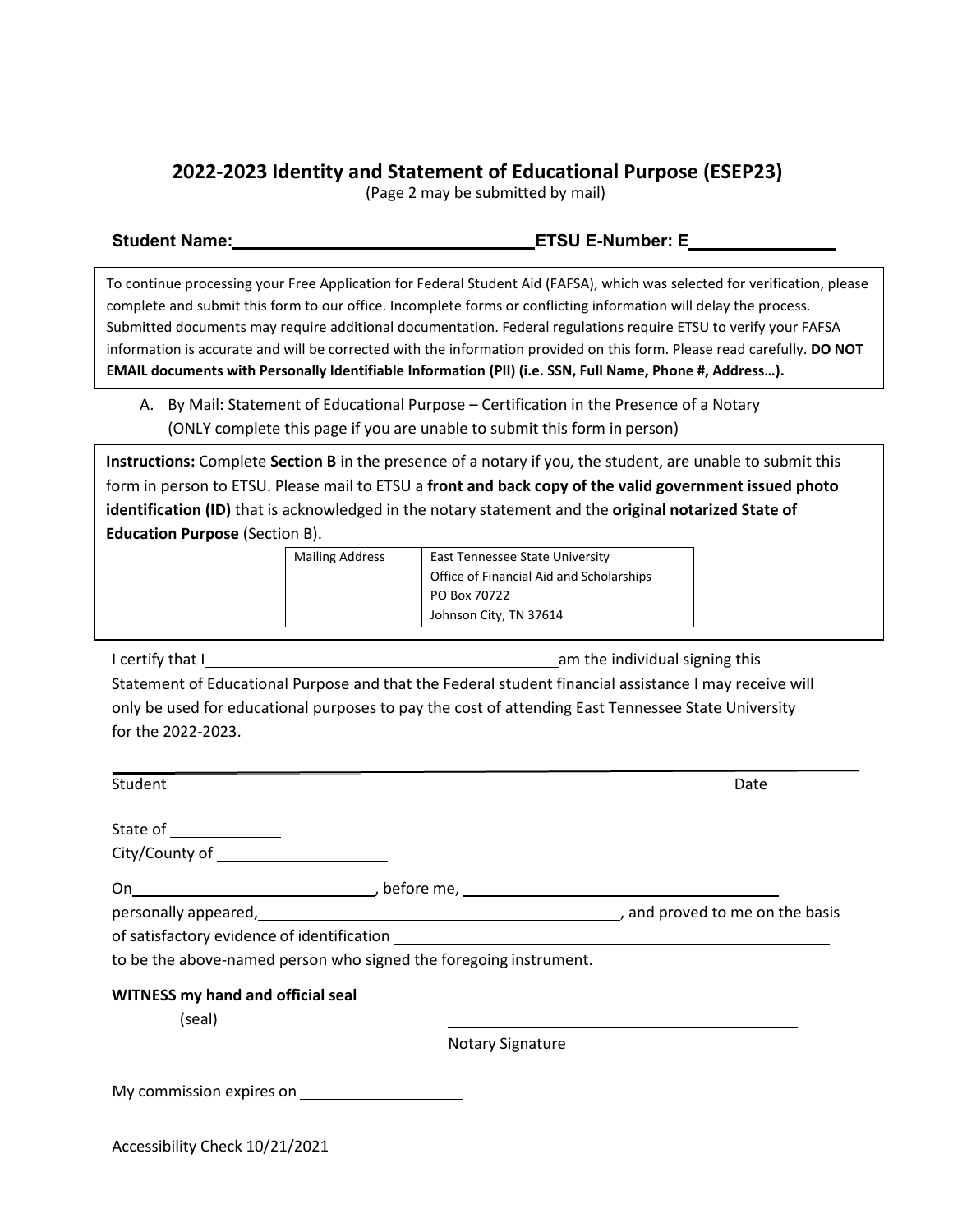# 2022-2023 Identity and Statement of Educational Purpose (ESEP23)

(Page 2 may be submitted by mail)

**Student Name:** ______________________________ **ETSU E-Number: E** ______________

To continue processing your Free Application for Federal Student Aid (FAFSA), which was selected for verification, please complete and submit this form to our office. Incomplete forms or conflicting information will delay the process. Submitted documents may require additional documentation. Federal regulations require ETSU to verify your FAFSA information is accurate and will be corrected with the information provided on this form. Please read carefully. **DO NOT EMAIL documents with Personally Identifiable Information (PII) (i.e. SSN, Full Name, Phone #, Address…).**

A. By Mail: Statement of Educational Purpose – Certification in the Presence of a Notary (ONLY complete this page if you are unable to submit this form in person)

**Instructions:** Complete **Section B** in the presence of a notary if you, the student, are unable to submit this form in person to ETSU. Please mail to ETSU a **front and back copy of the valid government issued photo identification (ID)** that is acknowledged in the notary statement and the **original notarized State of Education Purpose** (Section B).

| | |
|---|---|
| Mailing Address | East Tennessee State University<br>Office of Financial Aid and Scholarships<br>PO Box 70722<br>Johnson City, TN 37614 |

I certify that I ________________________________ am the individual signing this Statement of Educational Purpose and that the Federal student financial assistance I may receive will only be used for educational purposes to pay the cost of attending East Tennessee State University for the 2022-2023.

______________________________________________________________________

Student Date

State of ____________

City/County of __________________

On ____________________________, before me, ____________________________________

personally appeared, ______________________________________, and proved to me on the basis of satisfactory evidence of identification ______________________________________

to be the above-named person who signed the foregoing instrument.

**WITNESS my hand and official seal**

(seal)

______________________________________

Notary Signature

My commission expires on __________________

Accessibility Check 10/21/2021